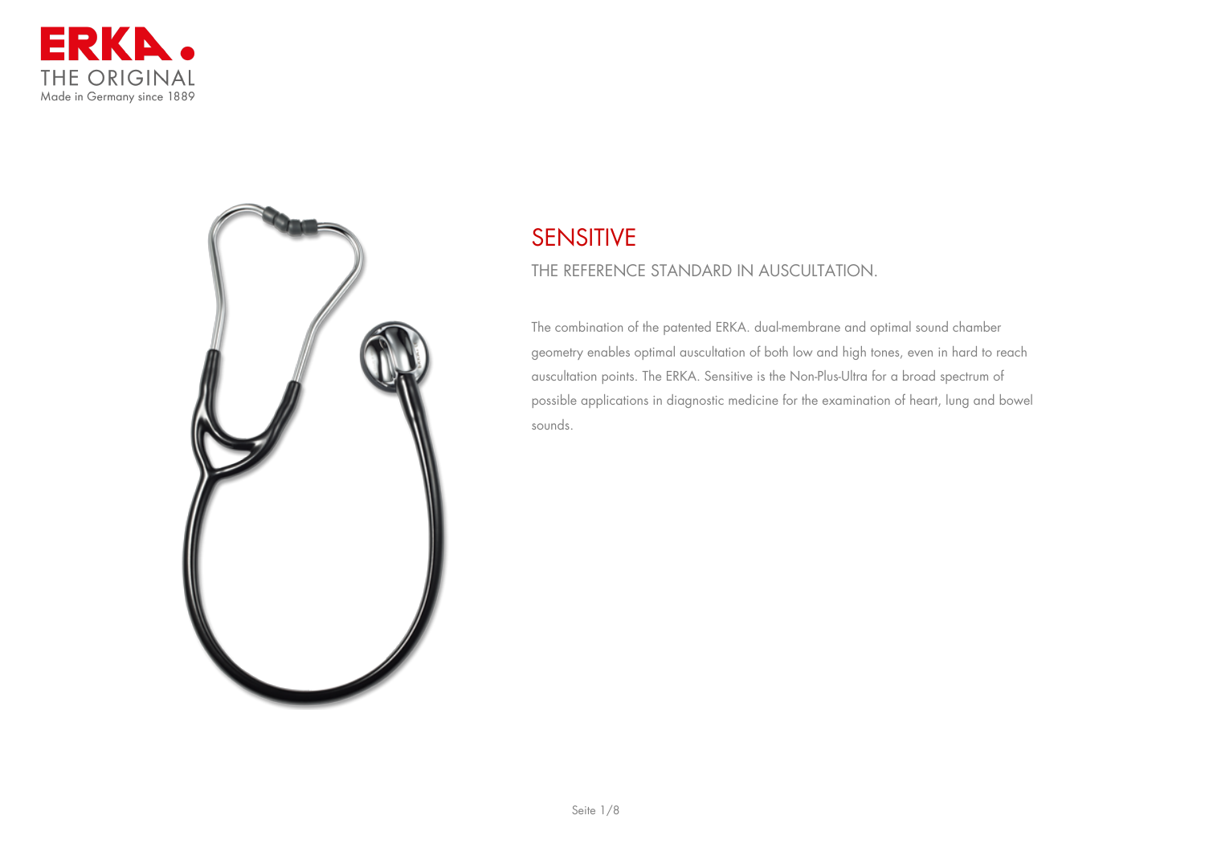ERKA.

THE ORIGINAL

Made in Germany since 1889

# SENSITIVE

## THE REFERENCE STANDARD IN AUSCULTATION.

The combination of the patented ERKA. dual-membrane and optimal sound chamber geometry enables optimal auscultation of both low and high tones, even in hard to reach auscultation points. The ERKA. Sensitive is the Non-Plus-Ultra for a broad spectrum of possible applications in diagnostic medicine for the examination of heart, lung and bowel sounds.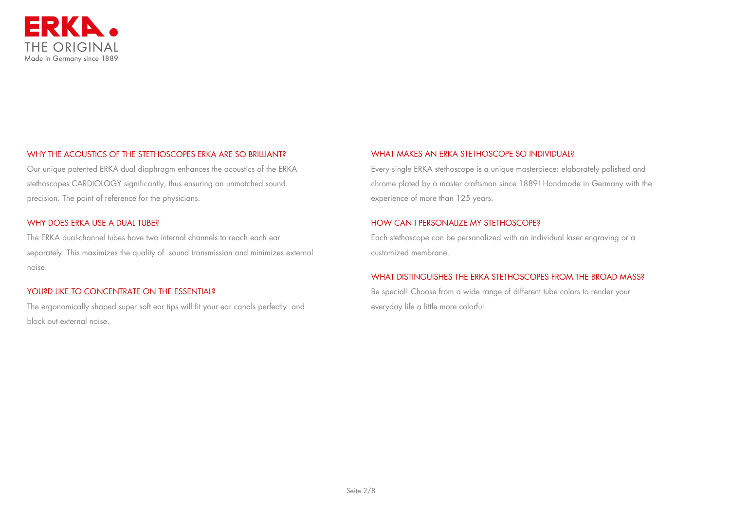**ERKA.**
THE ORIGINAL
Made in Germany since 1889

## WHY THE ACOUSTICS OF THE STETHOSCOPES ERKA ARE SO BRILLIANT?

Our unique patented ERKA dual diaphragm enhances the acoustics of the ERKA stethoscopes CARDIOLOGY significantly, thus ensuring an unmatched sound precision. The point of reference for the physicians.

## WHY DOES ERKA USE A DUAL TUBE?

The ERKA dual-channel tubes have two internal channels to reach each ear separately. This maximizes the quality of sound transmission and minimizes external noise.

## YOU?D LIKE TO CONCENTRATE ON THE ESSENTIAL?

The ergonomically shaped super soft ear tips will fit your ear canals perfectly and block out external noise.

## WHAT MAKES AN ERKA STETHOSCOPE SO INDIVIDUAL?

Every single ERKA stethoscope is a unique masterpiece: elaborately polished and chrome plated by a master craftsman since 1889! Handmade in Germany with the experience of more than 125 years.

## HOW CAN I PERSONALIZE MY STETHOSCOPE?

Each stethoscope can be personalized with an individual laser engraving or a customized membrane.

## WHAT DISTINGUISHES THE ERKA STETHOSCOPES FROM THE BROAD MASS?

Be special! Choose from a wide range of different tube colors to render your everyday life a little more colorful.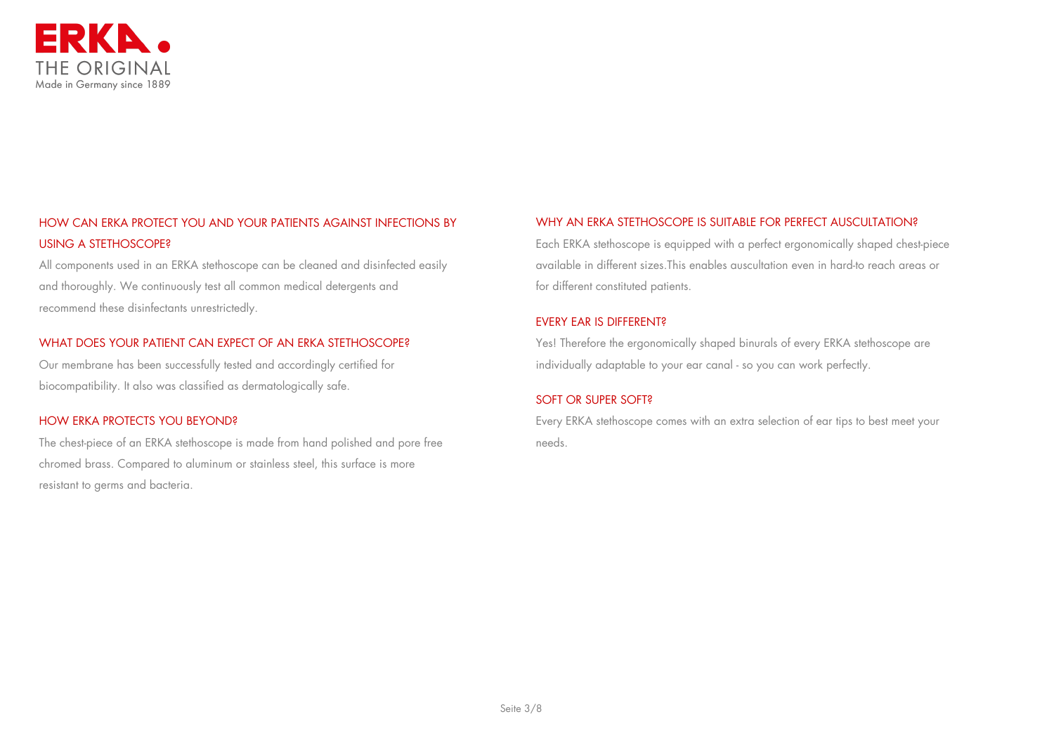ERKA.
THE ORIGINAL
Made in Germany since 1889

## HOW CAN ERKA PROTECT YOU AND YOUR PATIENTS AGAINST INFECTIONS BY USING A STETHOSCOPE?

All components used in an ERKA stethoscope can be cleaned and disinfected easily and thoroughly. We continuously test all common medical detergents and recommend these disinfectants unrestrictedly.

## WHAT DOES YOUR PATIENT CAN EXPECT OF AN ERKA STETHOSCOPE?

Our membrane has been successfully tested and accordingly certified for biocompatibility. It also was classified as dermatologically safe.

## HOW ERKA PROTECTS YOU BEYOND?

The chest-piece of an ERKA stethoscope is made from hand polished and pore free chromed brass. Compared to aluminum or stainless steel, this surface is more resistant to germs and bacteria.

## WHY AN ERKA STETHOSCOPE IS SUITABLE FOR PERFECT AUSCULTATION?

Each ERKA stethoscope is equipped with a perfect ergonomically shaped chest-piece available in different sizes.This enables auscultation even in hard-to reach areas or for different constituted patients.

## EVERY EAR IS DIFFERENT?

Yes! Therefore the ergonomically shaped binurals of every ERKA stethoscope are individually adaptable to your ear canal - so you can work perfectly.

## SOFT OR SUPER SOFT?

Every ERKA stethoscope comes with an extra selection of ear tips to best meet your needs.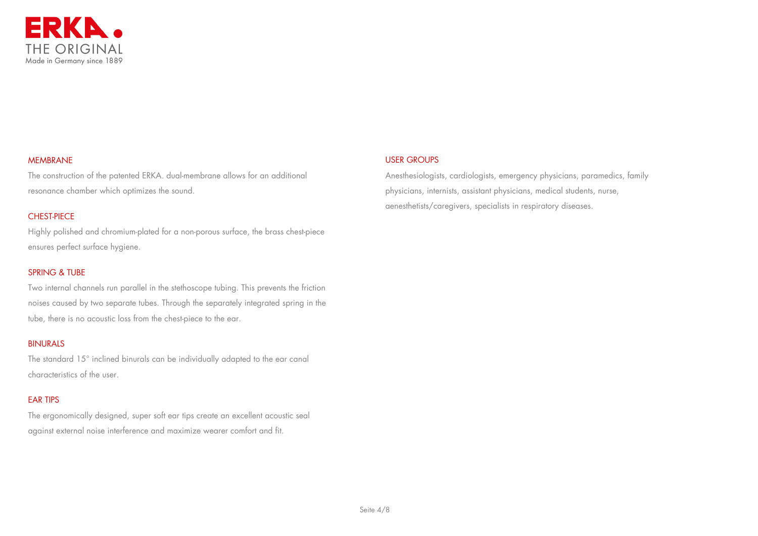ERKA.
THE ORIGINAL
Made in Germany since 1889

## MEMBRANE

The construction of the patented ERKA. dual-membrane allows for an additional resonance chamber which optimizes the sound.

## CHEST-PIECE

Highly polished and chromium-plated for a non-porous surface, the brass chest-piece ensures perfect surface hygiene.

## SPRING & TUBE

Two internal channels run parallel in the stethoscope tubing. This prevents the friction noises caused by two separate tubes. Through the separately integrated spring in the tube, there is no acoustic loss from the chest-piece to the ear.

## BINURALS

The standard 15° inclined binurals can be individually adapted to the ear canal characteristics of the user.

## EAR TIPS

The ergonomically designed, super soft ear tips create an excellent acoustic seal against external noise interference and maximize wearer comfort and fit.

## USER GROUPS

Anesthesiologists, cardiologists, emergency physicians, paramedics, family physicians, internists, assistant physicians, medical students, nurse, aenesthetists/caregivers, specialists in respiratory diseases.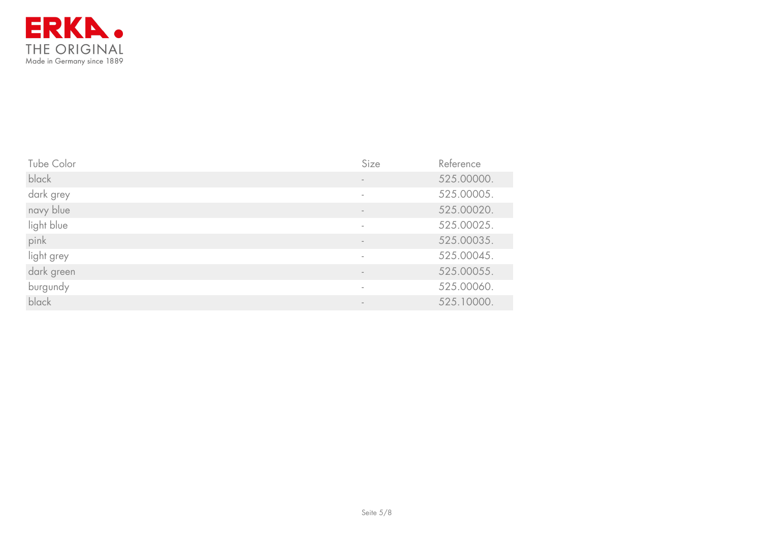ERKA.
THE ORIGINAL
Made in Germany since 1889

| Tube Color | Size | Reference |
| --- | --- | --- |
| black | - | 525.00000. |
| dark grey | - | 525.00005. |
| navy blue | - | 525.00020. |
| light blue | - | 525.00025. |
| pink | - | 525.00035. |
| light grey | - | 525.00045. |
| dark green | - | 525.00055. |
| burgundy | - | 525.00060. |
| black | - | 525.10000. |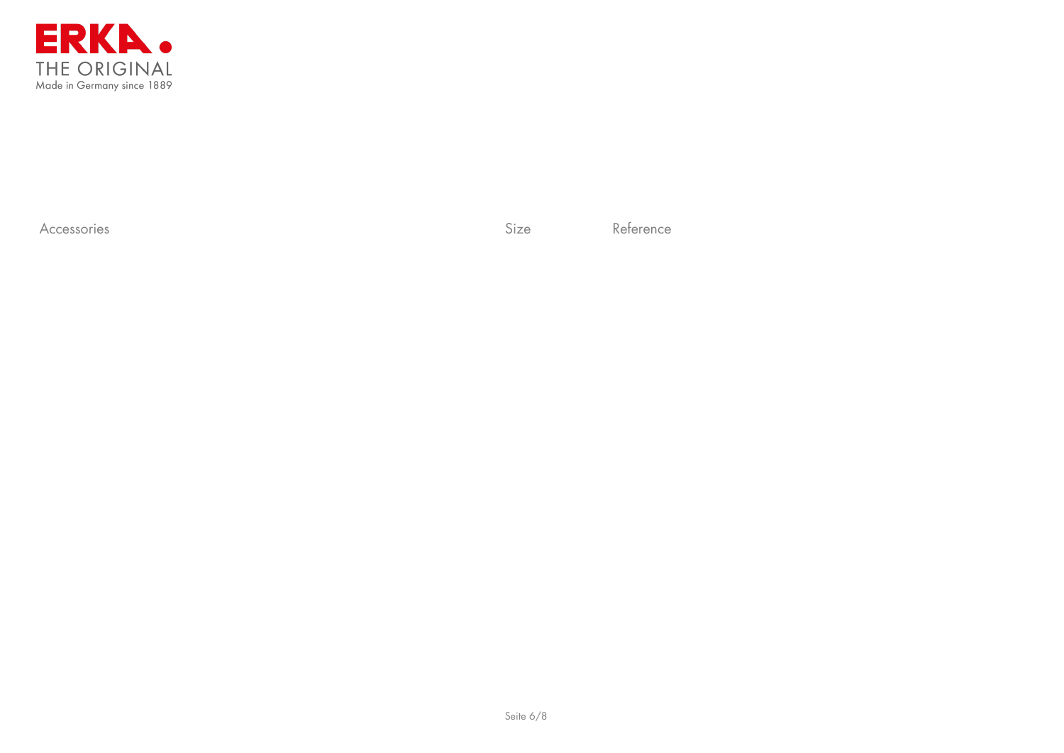ERKA.
THE ORIGINAL
Made in Germany since 1889

| Accessories | Size | Reference |
| --- | --- | --- |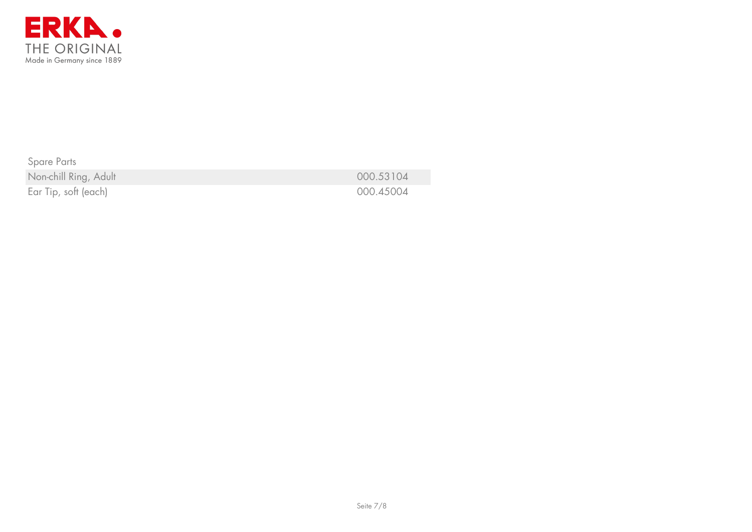ERKA.
THE ORIGINAL
Made in Germany since 1889

| Spare Parts | |
|---|---|
| Non-chill Ring, Adult | 000.53104 |
| Ear Tip, soft (each) | 000.45004 |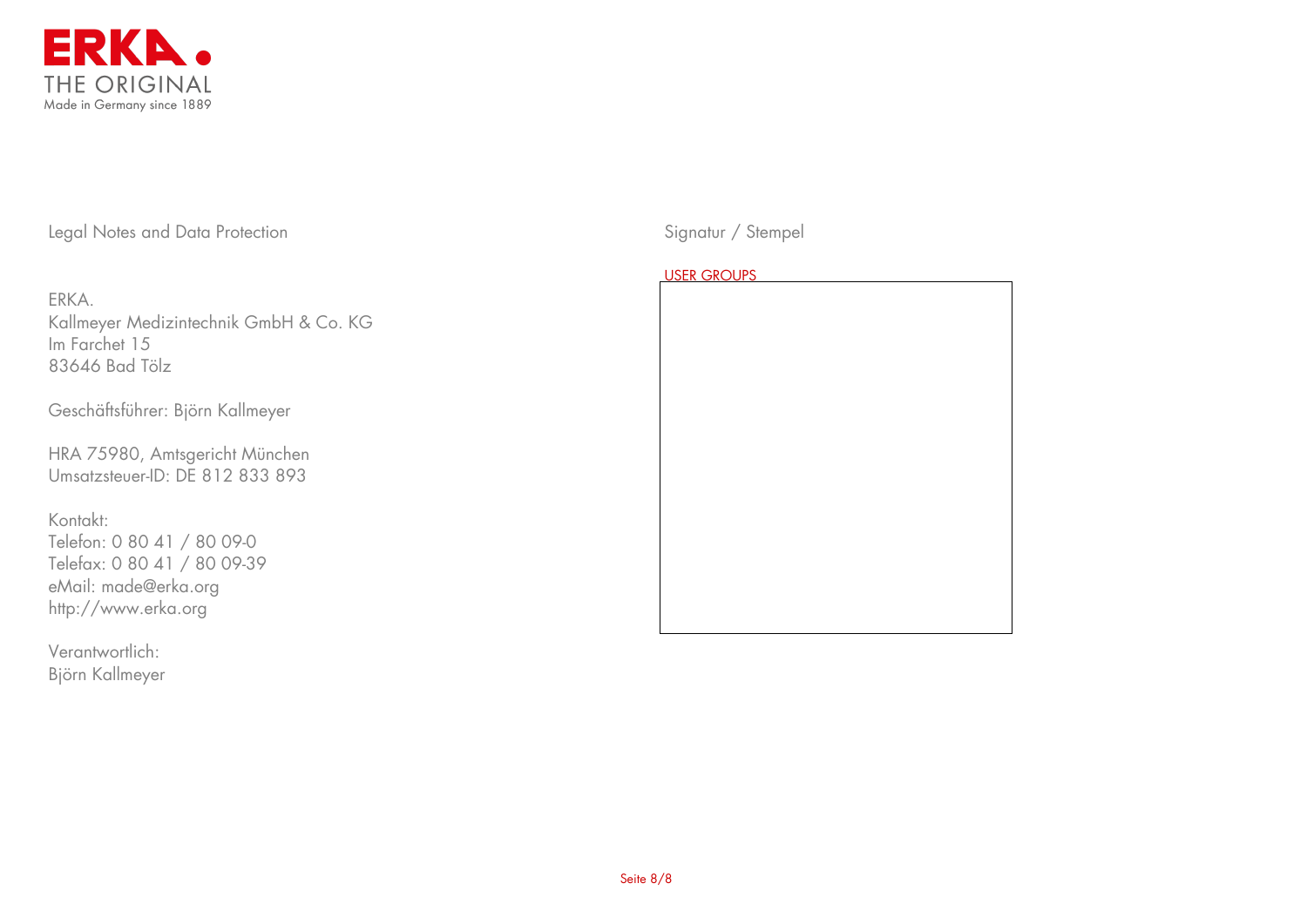ERKA.
THE ORIGINAL
Made in Germany since 1889

Legal Notes and Data Protection

ERKA.
Kallmeyer Medizintechnik GmbH & Co. KG
Im Farchet 15
83646 Bad Tölz

Geschäftsführer: Björn Kallmeyer

HRA 75980, Amtsgericht München
Umsatzsteuer-ID: DE 812 833 893

Kontakt:
Telefon: 0 80 41 / 80 09-0
Telefax: 0 80 41 / 80 09-39
eMail: made@erka.org
http://www.erka.org

Verantwortlich:
Björn Kallmeyer

Signatur / Stempel

USER GROUPS